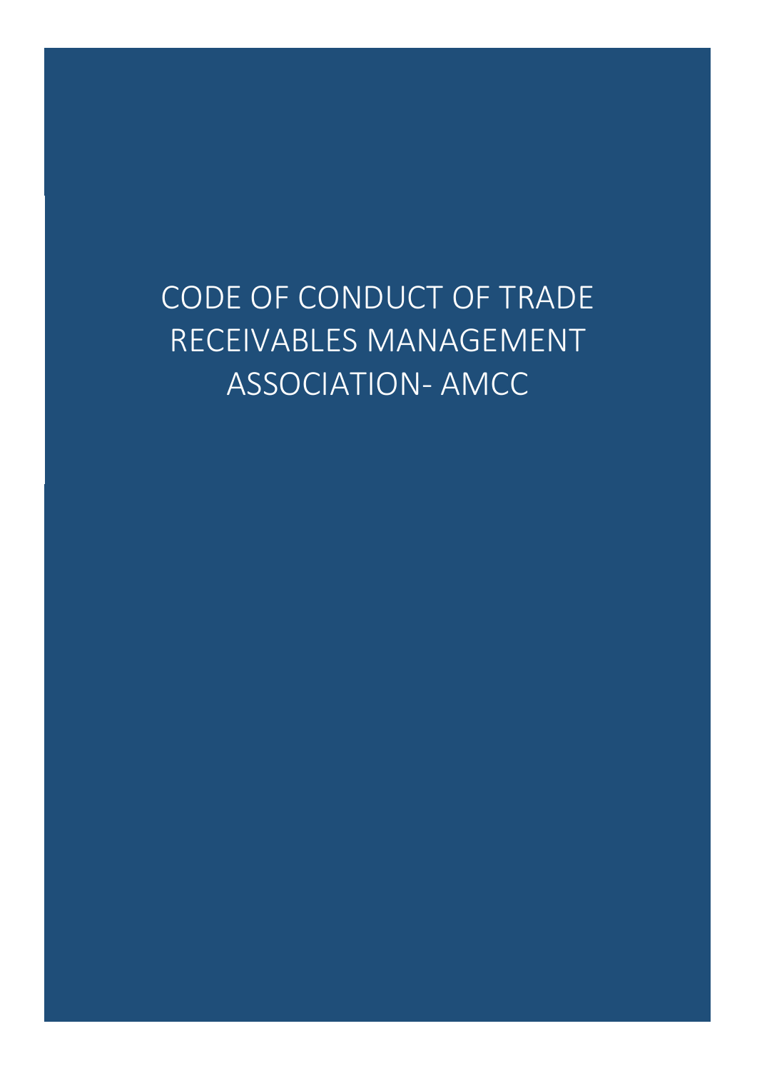# CODE OF CONDUCT OF TRADE RECEIVABLES MANAGEMENT ASSOCIATION- AMCC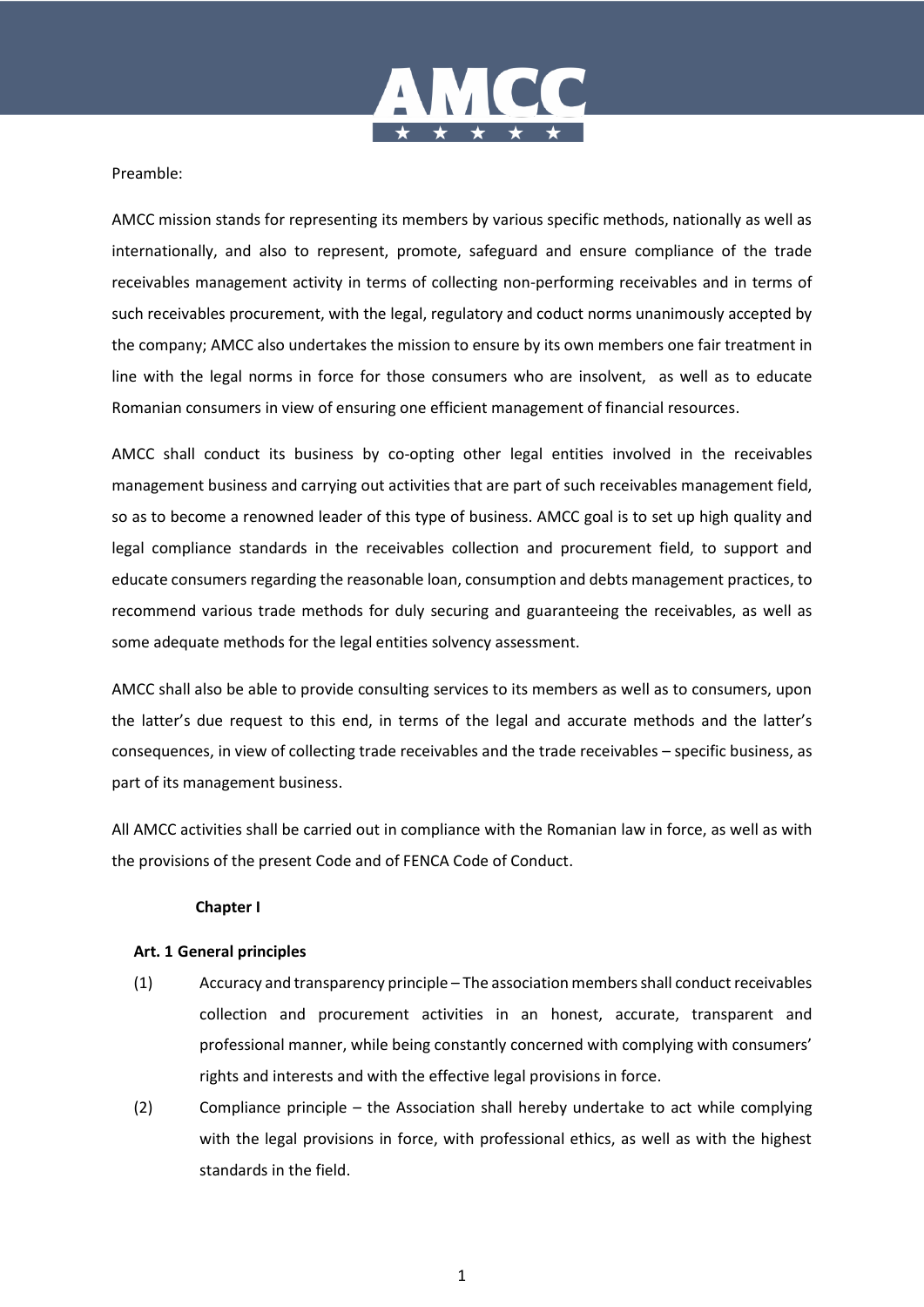Preamble:

AMCC mission stands for representing its members by various specific methods, nationally as well as internationally, and also to represent, promote, safeguard and ensure compliance of the trade receivables management activity in terms of collecting non-performing receivables and in terms of such receivables procurement, with the legal, regulatory and coduct norms unanimously accepted by the company; AMCC also undertakes the mission to ensure by its own members one fair treatment in line with the legal norms in force for those consumers who are insolvent, as well as to educate Romanian consumers in view of ensuring one efficient management of financial resources.

AMCC shall conduct its business by co-opting other legal entities involved in the receivables management business and carrying out activities that are part of such receivables management field, so as to become a renowned leader of this type of business. AMCC goal is to set up high quality and legal compliance standards in the receivables collection and procurement field, to support and educate consumers regarding the reasonable loan, consumption and debts management practices, to recommend various trade methods for duly securing and guaranteeing the receivables, as well as some adequate methods for the legal entities solvency assessment.

AMCC shall also be able to provide consulting services to its members as well as to consumers, upon the latter's due request to this end, in terms of the legal and accurate methods and the latter's consequences, in view of collecting trade receivables and the trade receivables – specific business, as part of its management business.

All AMCC activities shall be carried out in compliance with the Romanian law in force, as well as with the provisions of the present Code and of FENCA Code of Conduct.

## Chapter I

### Art. 1 General principles

(1) Accuracy and transparency principle – The association members shall conduct receivables collection and procurement activities in an honest, accurate, transparent and professional manner, while being constantly concerned with complying with consumers' rights and interests and with the effective legal provisions in force.

(2) Compliance principle – the Association shall hereby undertake to act while complying with the legal provisions in force, with professional ethics, as well as with the highest standards in the field.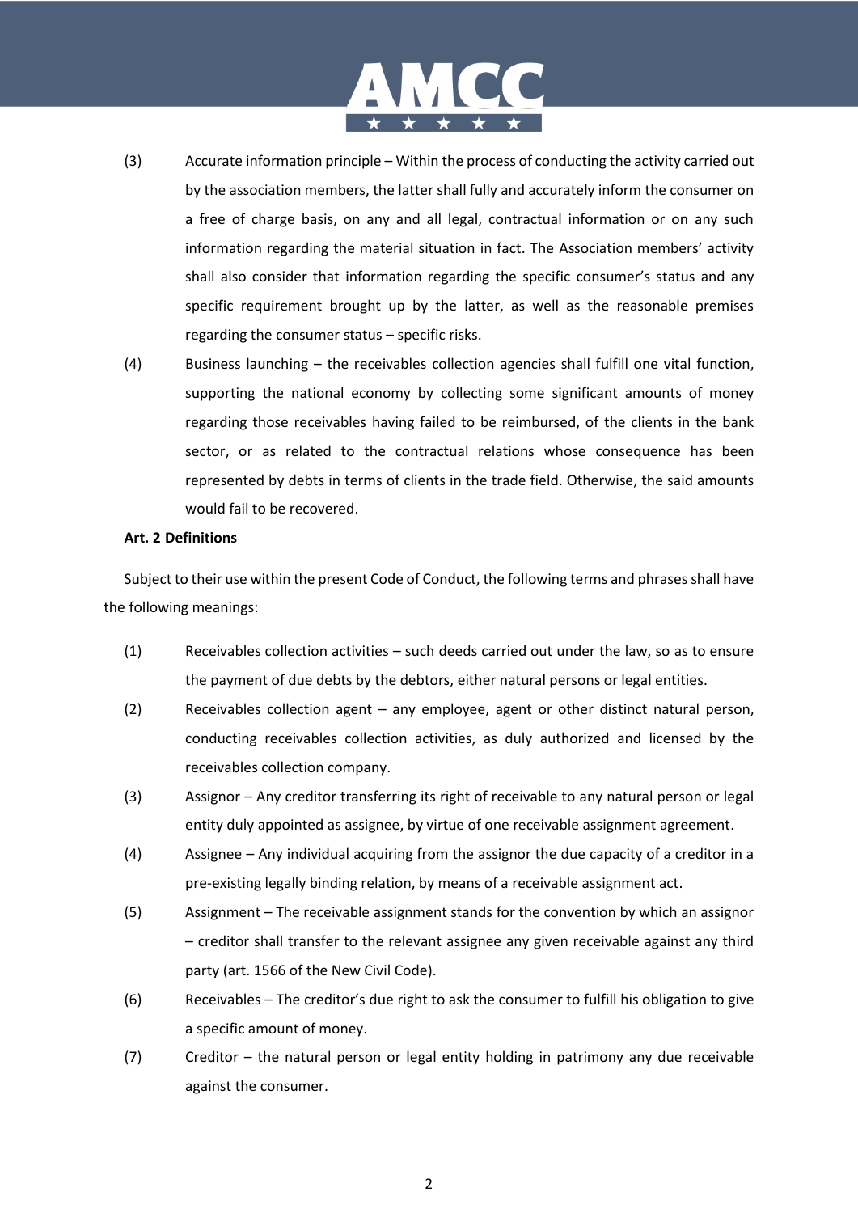(3) Accurate information principle – Within the process of conducting the activity carried out by the association members, the latter shall fully and accurately inform the consumer on a free of charge basis, on any and all legal, contractual information or on any such information regarding the material situation in fact. The Association members' activity shall also consider that information regarding the specific consumer's status and any specific requirement brought up by the latter, as well as the reasonable premises regarding the consumer status – specific risks.

(4) Business launching – the receivables collection agencies shall fulfill one vital function, supporting the national economy by collecting some significant amounts of money regarding those receivables having failed to be reimbursed, of the clients in the bank sector, or as related to the contractual relations whose consequence has been represented by debts in terms of clients in the trade field. Otherwise, the said amounts would fail to be recovered.

**Art. 2 Definitions**

Subject to their use within the present Code of Conduct, the following terms and phrases shall have the following meanings:

(1) Receivables collection activities – such deeds carried out under the law, so as to ensure the payment of due debts by the debtors, either natural persons or legal entities.

(2) Receivables collection agent – any employee, agent or other distinct natural person, conducting receivables collection activities, as duly authorized and licensed by the receivables collection company.

(3) Assignor – Any creditor transferring its right of receivable to any natural person or legal entity duly appointed as assignee, by virtue of one receivable assignment agreement.

(4) Assignee – Any individual acquiring from the assignor the due capacity of a creditor in a pre-existing legally binding relation, by means of a receivable assignment act.

(5) Assignment – The receivable assignment stands for the convention by which an assignor – creditor shall transfer to the relevant assignee any given receivable against any third party (art. 1566 of the New Civil Code).

(6) Receivables – The creditor's due right to ask the consumer to fulfill his obligation to give a specific amount of money.

(7) Creditor – the natural person or legal entity holding in patrimony any due receivable against the consumer.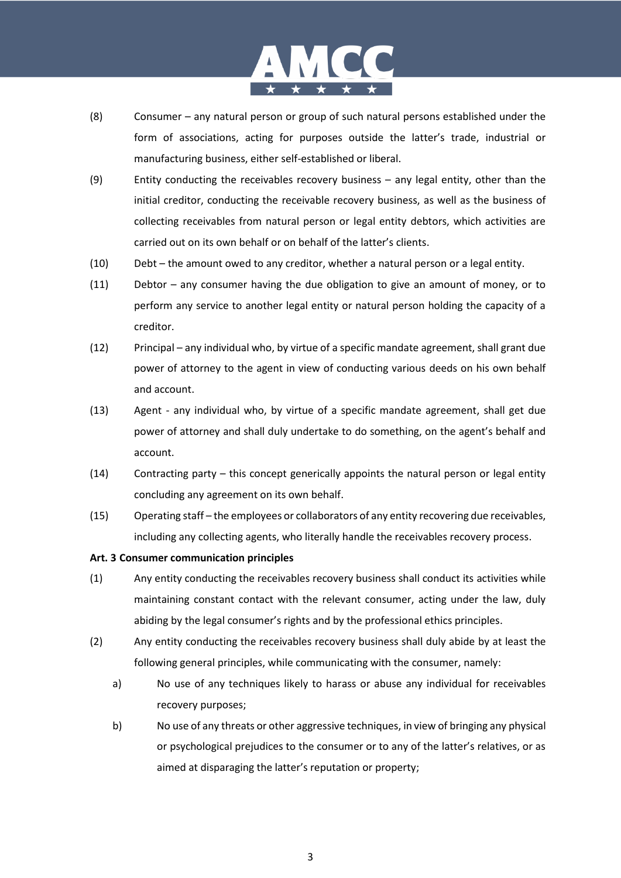(8) Consumer – any natural person or group of such natural persons established under the form of associations, acting for purposes outside the latter's trade, industrial or manufacturing business, either self-established or liberal.

(9) Entity conducting the receivables recovery business – any legal entity, other than the initial creditor, conducting the receivable recovery business, as well as the business of collecting receivables from natural person or legal entity debtors, which activities are carried out on its own behalf or on behalf of the latter's clients.

(10) Debt – the amount owed to any creditor, whether a natural person or a legal entity.

(11) Debtor – any consumer having the due obligation to give an amount of money, or to perform any service to another legal entity or natural person holding the capacity of a creditor.

(12) Principal – any individual who, by virtue of a specific mandate agreement, shall grant due power of attorney to the agent in view of conducting various deeds on his own behalf and account.

(13) Agent - any individual who, by virtue of a specific mandate agreement, shall get due power of attorney and shall duly undertake to do something, on the agent's behalf and account.

(14) Contracting party – this concept generically appoints the natural person or legal entity concluding any agreement on its own behalf.

(15) Operating staff – the employees or collaborators of any entity recovering due receivables, including any collecting agents, who literally handle the receivables recovery process.

**Art. 3 Consumer communication principles**

(1) Any entity conducting the receivables recovery business shall conduct its activities while maintaining constant contact with the relevant consumer, acting under the law, duly abiding by the legal consumer's rights and by the professional ethics principles.

(2) Any entity conducting the receivables recovery business shall duly abide by at least the following general principles, while communicating with the consumer, namely:

a) No use of any techniques likely to harass or abuse any individual for receivables recovery purposes;

b) No use of any threats or other aggressive techniques, in view of bringing any physical or psychological prejudices to the consumer or to any of the latter's relatives, or as aimed at disparaging the latter's reputation or property;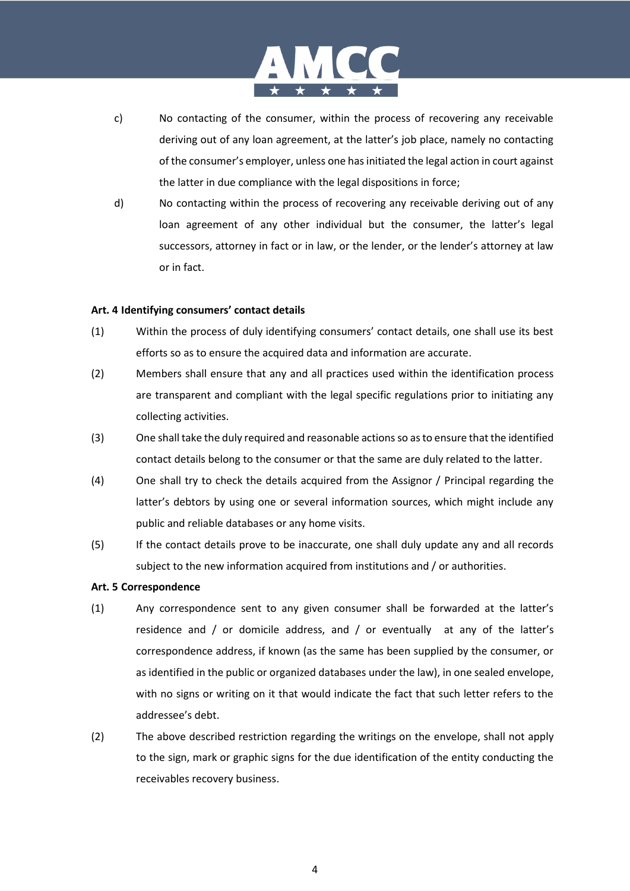c) No contacting of the consumer, within the process of recovering any receivable deriving out of any loan agreement, at the latter's job place, namely no contacting of the consumer's employer, unless one has initiated the legal action in court against the latter in due compliance with the legal dispositions in force;

d) No contacting within the process of recovering any receivable deriving out of any loan agreement of any other individual but the consumer, the latter's legal successors, attorney in fact or in law, or the lender, or the lender's attorney at law or in fact.

**Art. 4 Identifying consumers' contact details**

(1) Within the process of duly identifying consumers' contact details, one shall use its best efforts so as to ensure the acquired data and information are accurate.

(2) Members shall ensure that any and all practices used within the identification process are transparent and compliant with the legal specific regulations prior to initiating any collecting activities.

(3) One shall take the duly required and reasonable actions so as to ensure that the identified contact details belong to the consumer or that the same are duly related to the latter.

(4) One shall try to check the details acquired from the Assignor / Principal regarding the latter's debtors by using one or several information sources, which might include any public and reliable databases or any home visits.

(5) If the contact details prove to be inaccurate, one shall duly update any and all records subject to the new information acquired from institutions and / or authorities.

**Art. 5 Correspondence**

(1) Any correspondence sent to any given consumer shall be forwarded at the latter's residence and / or domicile address, and / or eventually at any of the latter's correspondence address, if known (as the same has been supplied by the consumer, or as identified in the public or organized databases under the law), in one sealed envelope, with no signs or writing on it that would indicate the fact that such letter refers to the addressee's debt.

(2) The above described restriction regarding the writings on the envelope, shall not apply to the sign, mark or graphic signs for the due identification of the entity conducting the receivables recovery business.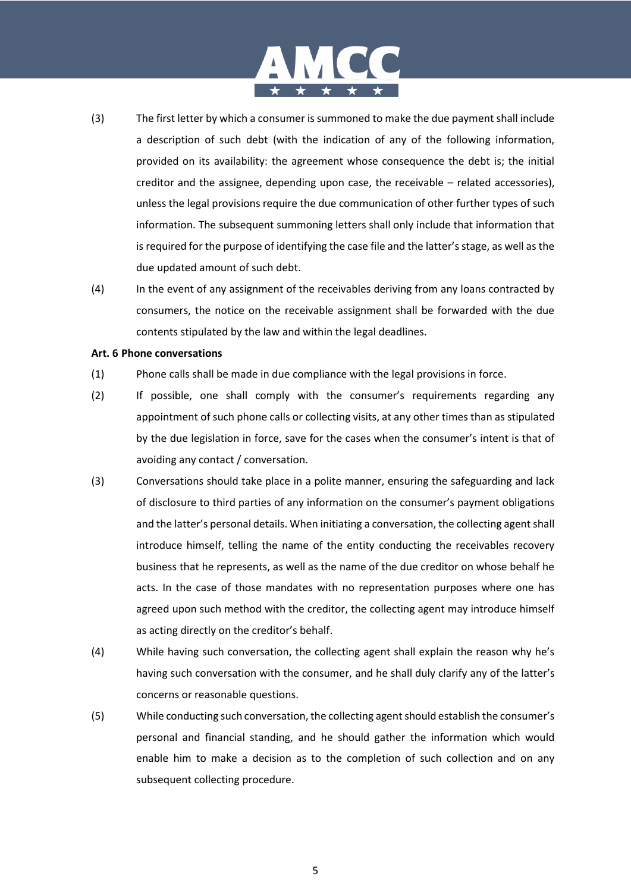(3) The first letter by which a consumer is summoned to make the due payment shall include a description of such debt (with the indication of any of the following information, provided on its availability: the agreement whose consequence the debt is; the initial creditor and the assignee, depending upon case, the receivable – related accessories), unless the legal provisions require the due communication of other further types of such information. The subsequent summoning letters shall only include that information that is required for the purpose of identifying the case file and the latter's stage, as well as the due updated amount of such debt.

(4) In the event of any assignment of the receivables deriving from any loans contracted by consumers, the notice on the receivable assignment shall be forwarded with the due contents stipulated by the law and within the legal deadlines.

**Art. 6 Phone conversations**

(1) Phone calls shall be made in due compliance with the legal provisions in force.

(2) If possible, one shall comply with the consumer's requirements regarding any appointment of such phone calls or collecting visits, at any other times than as stipulated by the due legislation in force, save for the cases when the consumer's intent is that of avoiding any contact / conversation.

(3) Conversations should take place in a polite manner, ensuring the safeguarding and lack of disclosure to third parties of any information on the consumer's payment obligations and the latter's personal details. When initiating a conversation, the collecting agent shall introduce himself, telling the name of the entity conducting the receivables recovery business that he represents, as well as the name of the due creditor on whose behalf he acts. In the case of those mandates with no representation purposes where one has agreed upon such method with the creditor, the collecting agent may introduce himself as acting directly on the creditor's behalf.

(4) While having such conversation, the collecting agent shall explain the reason why he's having such conversation with the consumer, and he shall duly clarify any of the latter's concerns or reasonable questions.

(5) While conducting such conversation, the collecting agent should establish the consumer's personal and financial standing, and he should gather the information which would enable him to make a decision as to the completion of such collection and on any subsequent collecting procedure.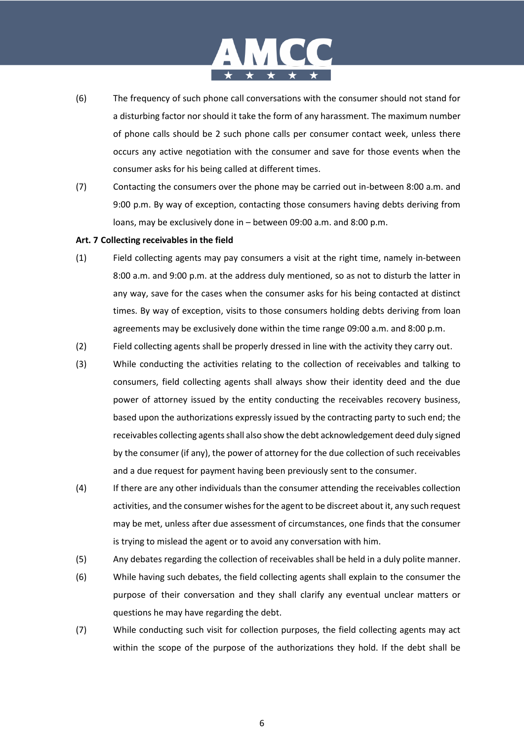(6) The frequency of such phone call conversations with the consumer should not stand for a disturbing factor nor should it take the form of any harassment. The maximum number of phone calls should be 2 such phone calls per consumer contact week, unless there occurs any active negotiation with the consumer and save for those events when the consumer asks for his being called at different times.

(7) Contacting the consumers over the phone may be carried out in-between 8:00 a.m. and 9:00 p.m. By way of exception, contacting those consumers having debts deriving from loans, may be exclusively done in – between 09:00 a.m. and 8:00 p.m.

**Art. 7 Collecting receivables in the field**

(1) Field collecting agents may pay consumers a visit at the right time, namely in-between 8:00 a.m. and 9:00 p.m. at the address duly mentioned, so as not to disturb the latter in any way, save for the cases when the consumer asks for his being contacted at distinct times. By way of exception, visits to those consumers holding debts deriving from loan agreements may be exclusively done within the time range 09:00 a.m. and 8:00 p.m.

(2) Field collecting agents shall be properly dressed in line with the activity they carry out.

(3) While conducting the activities relating to the collection of receivables and talking to consumers, field collecting agents shall always show their identity deed and the due power of attorney issued by the entity conducting the receivables recovery business, based upon the authorizations expressly issued by the contracting party to such end; the receivables collecting agents shall also show the debt acknowledgement deed duly signed by the consumer (if any), the power of attorney for the due collection of such receivables and a due request for payment having been previously sent to the consumer.

(4) If there are any other individuals than the consumer attending the receivables collection activities, and the consumer wishes for the agent to be discreet about it, any such request may be met, unless after due assessment of circumstances, one finds that the consumer is trying to mislead the agent or to avoid any conversation with him.

(5) Any debates regarding the collection of receivables shall be held in a duly polite manner.

(6) While having such debates, the field collecting agents shall explain to the consumer the purpose of their conversation and they shall clarify any eventual unclear matters or questions he may have regarding the debt.

(7) While conducting such visit for collection purposes, the field collecting agents may act within the scope of the purpose of the authorizations they hold. If the debt shall be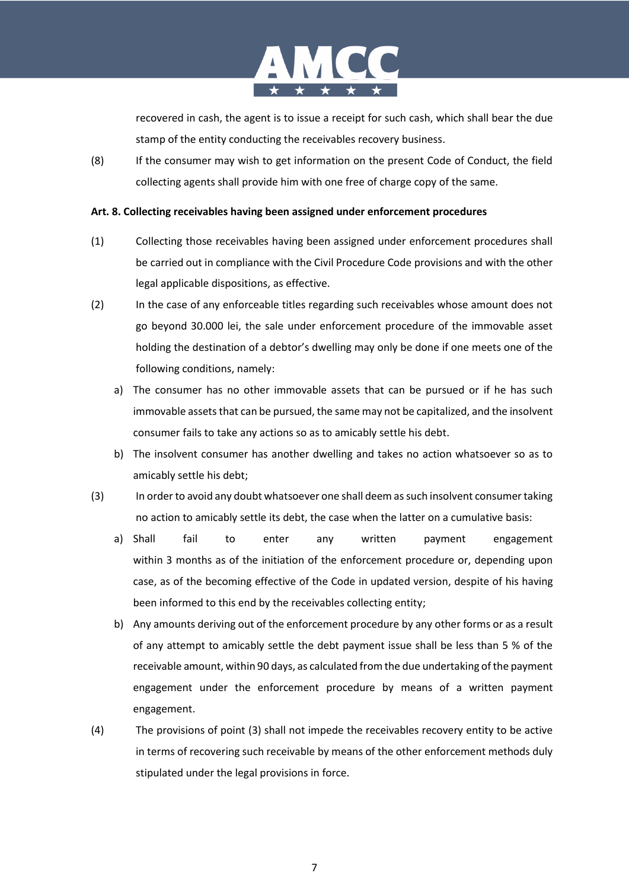recovered in cash, the agent is to issue a receipt for such cash, which shall bear the due stamp of the entity conducting the receivables recovery business.

(8) If the consumer may wish to get information on the present Code of Conduct, the field collecting agents shall provide him with one free of charge copy of the same.

**Art. 8. Collecting receivables having been assigned under enforcement procedures**

(1) Collecting those receivables having been assigned under enforcement procedures shall be carried out in compliance with the Civil Procedure Code provisions and with the other legal applicable dispositions, as effective.

(2) In the case of any enforceable titles regarding such receivables whose amount does not go beyond 30.000 lei, the sale under enforcement procedure of the immovable asset holding the destination of a debtor's dwelling may only be done if one meets one of the following conditions, namely:

a) The consumer has no other immovable assets that can be pursued or if he has such immovable assets that can be pursued, the same may not be capitalized, and the insolvent consumer fails to take any actions so as to amicably settle his debt.

b) The insolvent consumer has another dwelling and takes no action whatsoever so as to amicably settle his debt;

(3) In order to avoid any doubt whatsoever one shall deem as such insolvent consumer taking no action to amicably settle its debt, the case when the latter on a cumulative basis:

a) Shall fail to enter any written payment engagement within 3 months as of the initiation of the enforcement procedure or, depending upon case, as of the becoming effective of the Code in updated version, despite of his having been informed to this end by the receivables collecting entity;

b) Any amounts deriving out of the enforcement procedure by any other forms or as a result of any attempt to amicably settle the debt payment issue shall be less than 5 % of the receivable amount, within 90 days, as calculated from the due undertaking of the payment engagement under the enforcement procedure by means of a written payment engagement.

(4) The provisions of point (3) shall not impede the receivables recovery entity to be active in terms of recovering such receivable by means of the other enforcement methods duly stipulated under the legal provisions in force.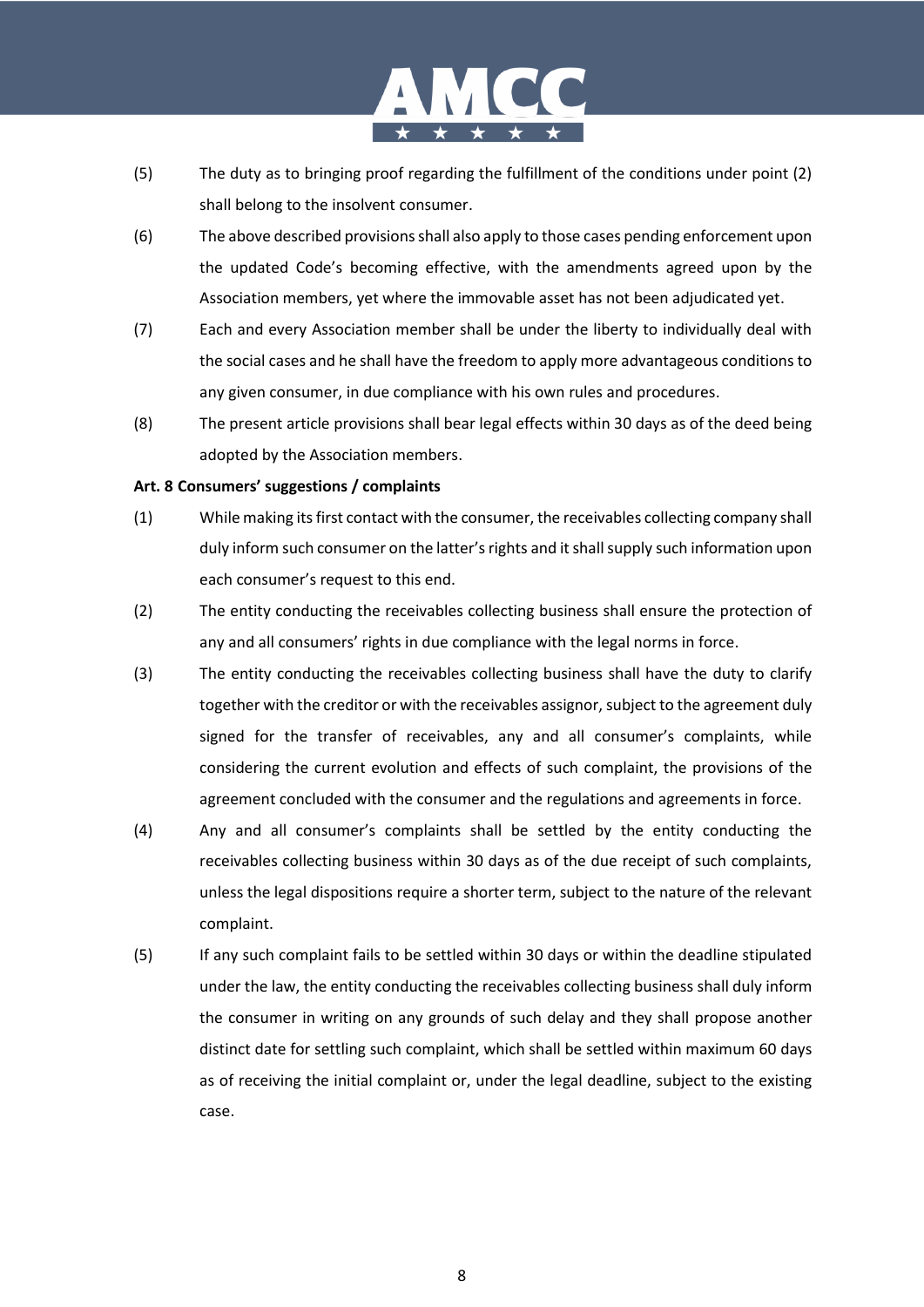(5) The duty as to bringing proof regarding the fulfillment of the conditions under point (2) shall belong to the insolvent consumer.

(6) The above described provisions shall also apply to those cases pending enforcement upon the updated Code's becoming effective, with the amendments agreed upon by the Association members, yet where the immovable asset has not been adjudicated yet.

(7) Each and every Association member shall be under the liberty to individually deal with the social cases and he shall have the freedom to apply more advantageous conditions to any given consumer, in due compliance with his own rules and procedures.

(8) The present article provisions shall bear legal effects within 30 days as of the deed being adopted by the Association members.

**Art. 8 Consumers' suggestions / complaints**

(1) While making its first contact with the consumer, the receivables collecting company shall duly inform such consumer on the latter's rights and it shall supply such information upon each consumer's request to this end.

(2) The entity conducting the receivables collecting business shall ensure the protection of any and all consumers' rights in due compliance with the legal norms in force.

(3) The entity conducting the receivables collecting business shall have the duty to clarify together with the creditor or with the receivables assignor, subject to the agreement duly signed for the transfer of receivables, any and all consumer's complaints, while considering the current evolution and effects of such complaint, the provisions of the agreement concluded with the consumer and the regulations and agreements in force.

(4) Any and all consumer's complaints shall be settled by the entity conducting the receivables collecting business within 30 days as of the due receipt of such complaints, unless the legal dispositions require a shorter term, subject to the nature of the relevant complaint.

(5) If any such complaint fails to be settled within 30 days or within the deadline stipulated under the law, the entity conducting the receivables collecting business shall duly inform the consumer in writing on any grounds of such delay and they shall propose another distinct date for settling such complaint, which shall be settled within maximum 60 days as of receiving the initial complaint or, under the legal deadline, subject to the existing case.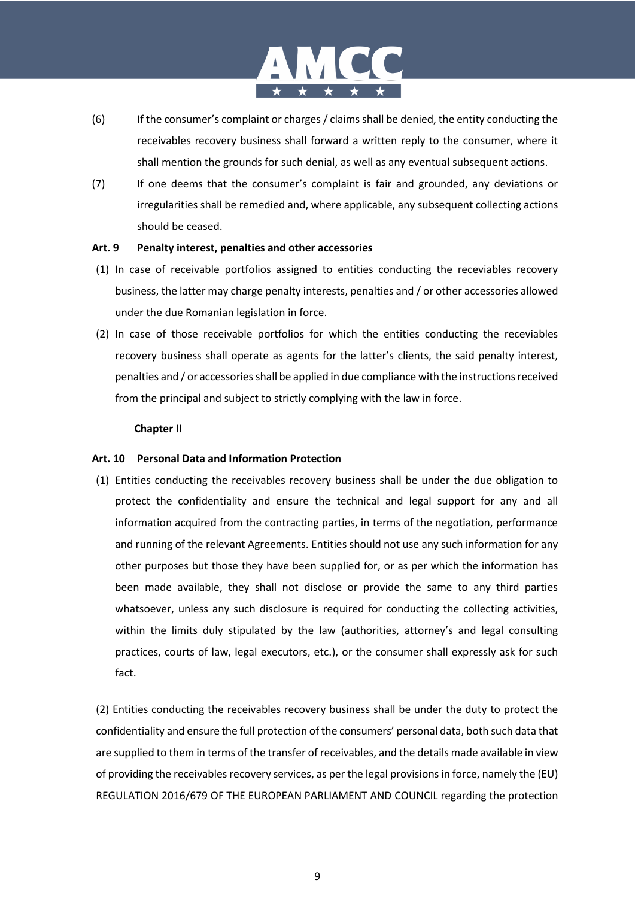(6) If the consumer's complaint or charges / claims shall be denied, the entity conducting the receivables recovery business shall forward a written reply to the consumer, where it shall mention the grounds for such denial, as well as any eventual subsequent actions.

(7) If one deems that the consumer's complaint is fair and grounded, any deviations or irregularities shall be remedied and, where applicable, any subsequent collecting actions should be ceased.

**Art. 9 Penalty interest, penalties and other accessories**

(1) In case of receivable portfolios assigned to entities conducting the receviables recovery business, the latter may charge penalty interests, penalties and / or other accessories allowed under the due Romanian legislation in force.

(2) In case of those receivable portfolios for which the entities conducting the receviables recovery business shall operate as agents for the latter's clients, the said penalty interest, penalties and / or accessories shall be applied in due compliance with the instructions received from the principal and subject to strictly complying with the law in force.

## Chapter II

**Art. 10 Personal Data and Information Protection**

(1) Entities conducting the receivables recovery business shall be under the due obligation to protect the confidentiality and ensure the technical and legal support for any and all information acquired from the contracting parties, in terms of the negotiation, performance and running of the relevant Agreements. Entities should not use any such information for any other purposes but those they have been supplied for, or as per which the information has been made available, they shall not disclose or provide the same to any third parties whatsoever, unless any such disclosure is required for conducting the collecting activities, within the limits duly stipulated by the law (authorities, attorney's and legal consulting practices, courts of law, legal executors, etc.), or the consumer shall expressly ask for such fact.

(2) Entities conducting the receivables recovery business shall be under the duty to protect the confidentiality and ensure the full protection of the consumers' personal data, both such data that are supplied to them in terms of the transfer of receivables, and the details made available in view of providing the receivables recovery services, as per the legal provisions in force, namely the (EU) REGULATION 2016/679 OF THE EUROPEAN PARLIAMENT AND COUNCIL regarding the protection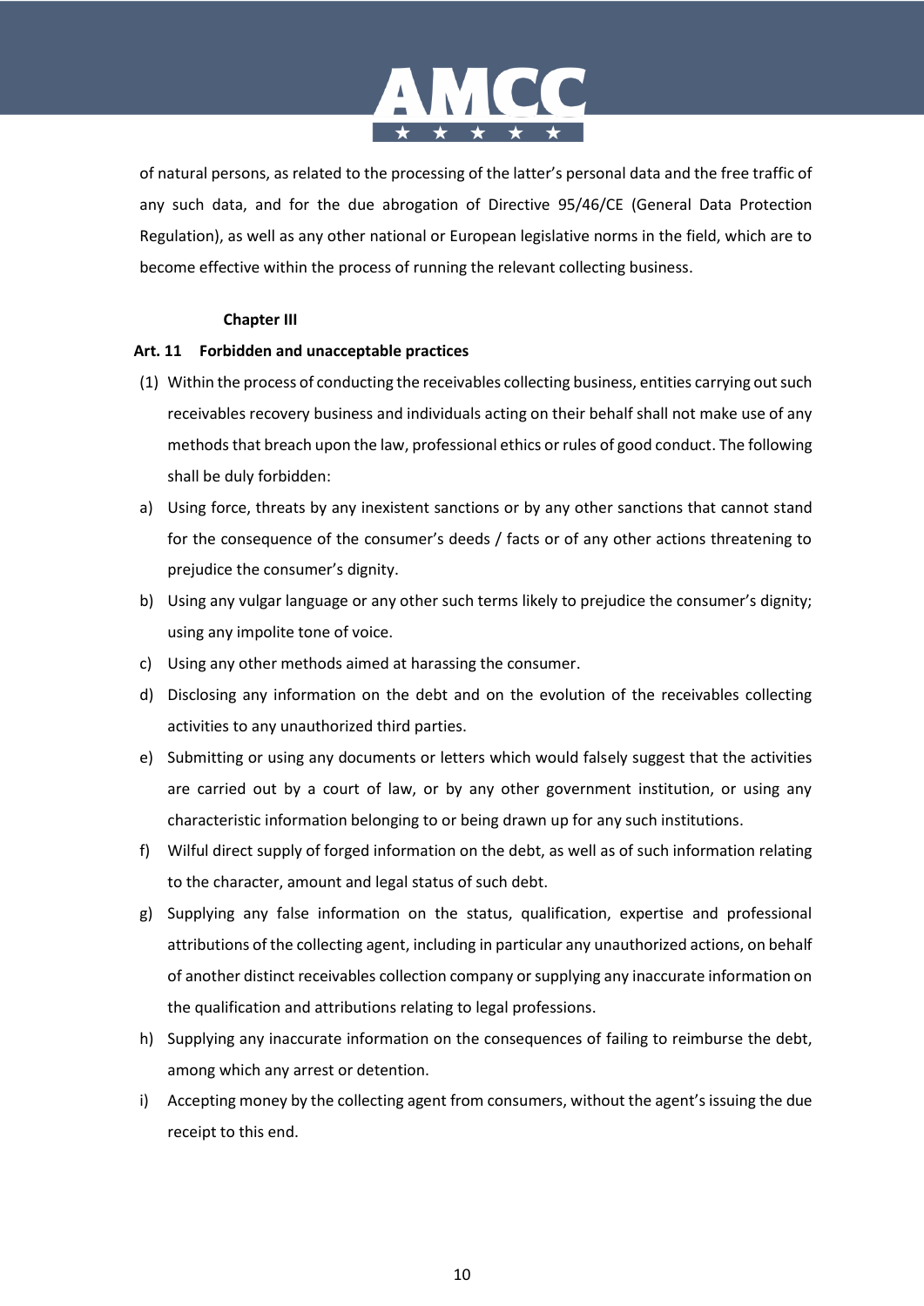of natural persons, as related to the processing of the latter's personal data and the free traffic of any such data, and for the due abrogation of Directive 95/46/CE (General Data Protection Regulation), as well as any other national or European legislative norms in the field, which are to become effective within the process of running the relevant collecting business.

**Chapter III**

**Art. 11 Forbidden and unacceptable practices**

(1) Within the process of conducting the receivables collecting business, entities carrying out such receivables recovery business and individuals acting on their behalf shall not make use of any methods that breach upon the law, professional ethics or rules of good conduct. The following shall be duly forbidden:

a) Using force, threats by any inexistent sanctions or by any other sanctions that cannot stand for the consequence of the consumer's deeds / facts or of any other actions threatening to prejudice the consumer's dignity.

b) Using any vulgar language or any other such terms likely to prejudice the consumer's dignity; using any impolite tone of voice.

c) Using any other methods aimed at harassing the consumer.

d) Disclosing any information on the debt and on the evolution of the receivables collecting activities to any unauthorized third parties.

e) Submitting or using any documents or letters which would falsely suggest that the activities are carried out by a court of law, or by any other government institution, or using any characteristic information belonging to or being drawn up for any such institutions.

f) Wilful direct supply of forged information on the debt, as well as of such information relating to the character, amount and legal status of such debt.

g) Supplying any false information on the status, qualification, expertise and professional attributions of the collecting agent, including in particular any unauthorized actions, on behalf of another distinct receivables collection company or supplying any inaccurate information on the qualification and attributions relating to legal professions.

h) Supplying any inaccurate information on the consequences of failing to reimburse the debt, among which any arrest or detention.

i) Accepting money by the collecting agent from consumers, without the agent's issuing the due receipt to this end.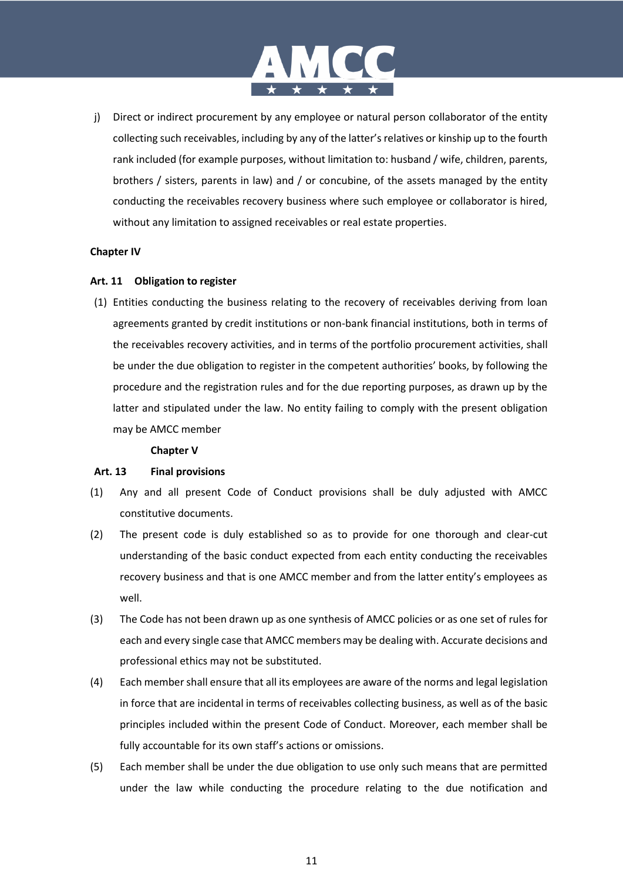j) Direct or indirect procurement by any employee or natural person collaborator of the entity collecting such receivables, including by any of the latter's relatives or kinship up to the fourth rank included (for example purposes, without limitation to: husband / wife, children, parents, brothers / sisters, parents in law) and / or concubine, of the assets managed by the entity conducting the receivables recovery business where such employee or collaborator is hired, without any limitation to assigned receivables or real estate properties.

**Chapter IV**

**Art. 11 Obligation to register**

(1) Entities conducting the business relating to the recovery of receivables deriving from loan agreements granted by credit institutions or non-bank financial institutions, both in terms of the receivables recovery activities, and in terms of the portfolio procurement activities, shall be under the due obligation to register in the competent authorities' books, by following the procedure and the registration rules and for the due reporting purposes, as drawn up by the latter and stipulated under the law. No entity failing to comply with the present obligation may be AMCC member

**Chapter V**

**Art. 13 Final provisions**

(1) Any and all present Code of Conduct provisions shall be duly adjusted with AMCC constitutive documents.

(2) The present code is duly established so as to provide for one thorough and clear-cut understanding of the basic conduct expected from each entity conducting the receivables recovery business and that is one AMCC member and from the latter entity's employees as well.

(3) The Code has not been drawn up as one synthesis of AMCC policies or as one set of rules for each and every single case that AMCC members may be dealing with. Accurate decisions and professional ethics may not be substituted.

(4) Each member shall ensure that all its employees are aware of the norms and legal legislation in force that are incidental in terms of receivables collecting business, as well as of the basic principles included within the present Code of Conduct. Moreover, each member shall be fully accountable for its own staff's actions or omissions.

(5) Each member shall be under the due obligation to use only such means that are permitted under the law while conducting the procedure relating to the due notification and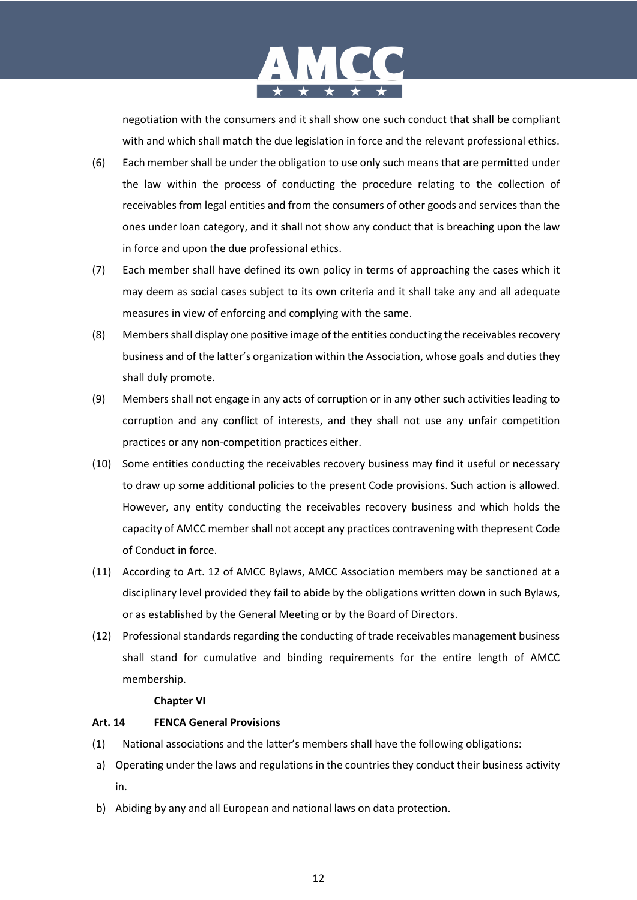negotiation with the consumers and it shall show one such conduct that shall be compliant with and which shall match the due legislation in force and the relevant professional ethics.

(6) Each member shall be under the obligation to use only such means that are permitted under the law within the process of conducting the procedure relating to the collection of receivables from legal entities and from the consumers of other goods and services than the ones under loan category, and it shall not show any conduct that is breaching upon the law in force and upon the due professional ethics.

(7) Each member shall have defined its own policy in terms of approaching the cases which it may deem as social cases subject to its own criteria and it shall take any and all adequate measures in view of enforcing and complying with the same.

(8) Members shall display one positive image of the entities conducting the receivables recovery business and of the latter's organization within the Association, whose goals and duties they shall duly promote.

(9) Members shall not engage in any acts of corruption or in any other such activities leading to corruption and any conflict of interests, and they shall not use any unfair competition practices or any non-competition practices either.

(10) Some entities conducting the receivables recovery business may find it useful or necessary to draw up some additional policies to the present Code provisions. Such action is allowed. However, any entity conducting the receivables recovery business and which holds the capacity of AMCC member shall not accept any practices contravening with thepresent Code of Conduct in force.

(11) According to Art. 12 of AMCC Bylaws, AMCC Association members may be sanctioned at a disciplinary level provided they fail to abide by the obligations written down in such Bylaws, or as established by the General Meeting or by the Board of Directors.

(12) Professional standards regarding the conducting of trade receivables management business shall stand for cumulative and binding requirements for the entire length of AMCC membership.

**Chapter VI**

**Art. 14 FENCA General Provisions**

(1) National associations and the latter's members shall have the following obligations:

a) Operating under the laws and regulations in the countries they conduct their business activity in.

b) Abiding by any and all European and national laws on data protection.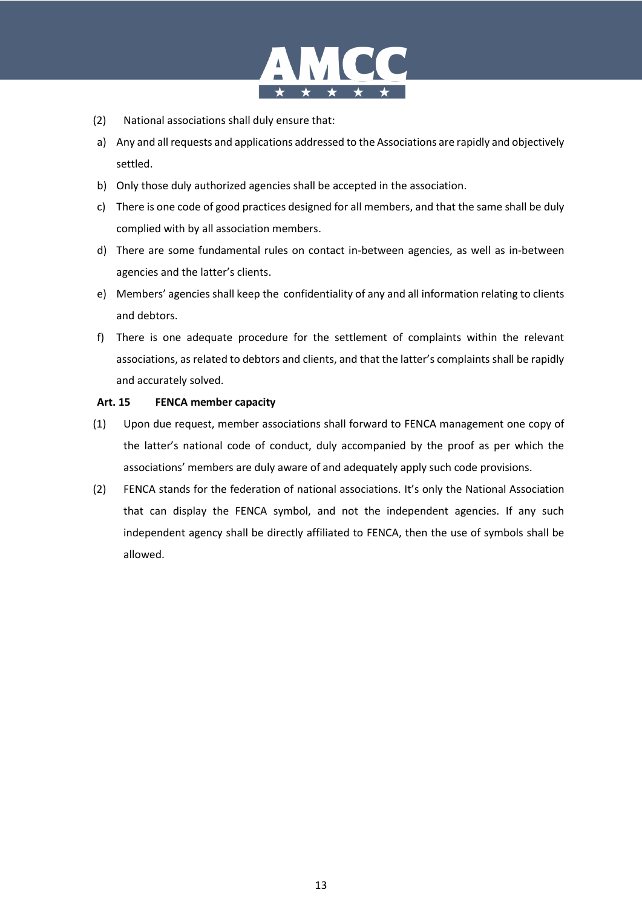(2) National associations shall duly ensure that:

a) Any and all requests and applications addressed to the Associations are rapidly and objectively settled.
b) Only those duly authorized agencies shall be accepted in the association.
c) There is one code of good practices designed for all members, and that the same shall be duly complied with by all association members.
d) There are some fundamental rules on contact in-between agencies, as well as in-between agencies and the latter's clients.
e) Members' agencies shall keep the confidentiality of any and all information relating to clients and debtors.
f) There is one adequate procedure for the settlement of complaints within the relevant associations, as related to debtors and clients, and that the latter's complaints shall be rapidly and accurately solved.

**Art. 15 FENCA member capacity**

(1) Upon due request, member associations shall forward to FENCA management one copy of the latter's national code of conduct, duly accompanied by the proof as per which the associations' members are duly aware of and adequately apply such code provisions.

(2) FENCA stands for the federation of national associations. It's only the National Association that can display the FENCA symbol, and not the independent agencies. If any such independent agency shall be directly affiliated to FENCA, then the use of symbols shall be allowed.